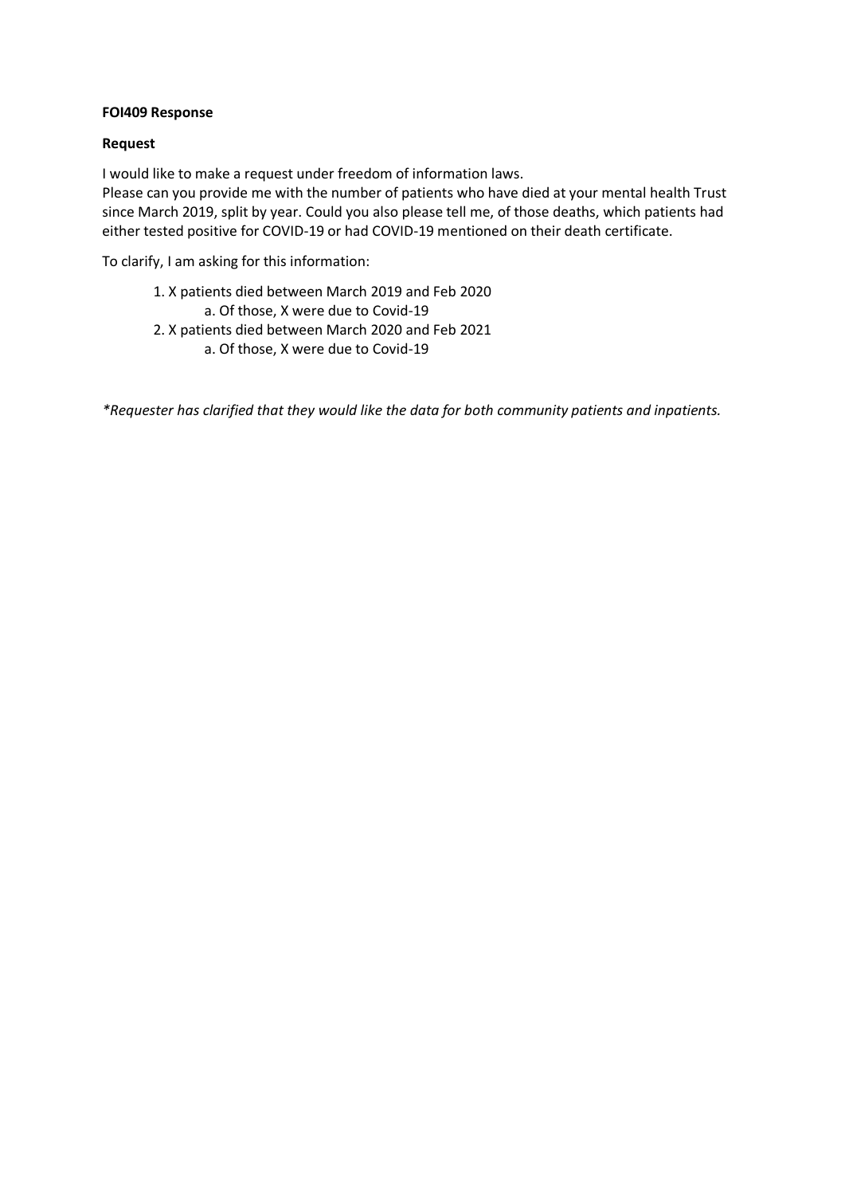**FOI409 Response**

**Request**

I would like to make a request under freedom of information laws.
Please can you provide me with the number of patients who have died at your mental health Trust since March 2019, split by year. Could you also please tell me, of those deaths, which patients had either tested positive for COVID-19 or had COVID-19 mentioned on their death certificate.

To clarify, I am asking for this information:

1. X patients died between March 2019 and Feb 2020
   a. Of those, X were due to Covid-19
2. X patients died between March 2020 and Feb 2021
   a. Of those, X were due to Covid-19

*\*Requester has clarified that they would like the data for both community patients and inpatients.*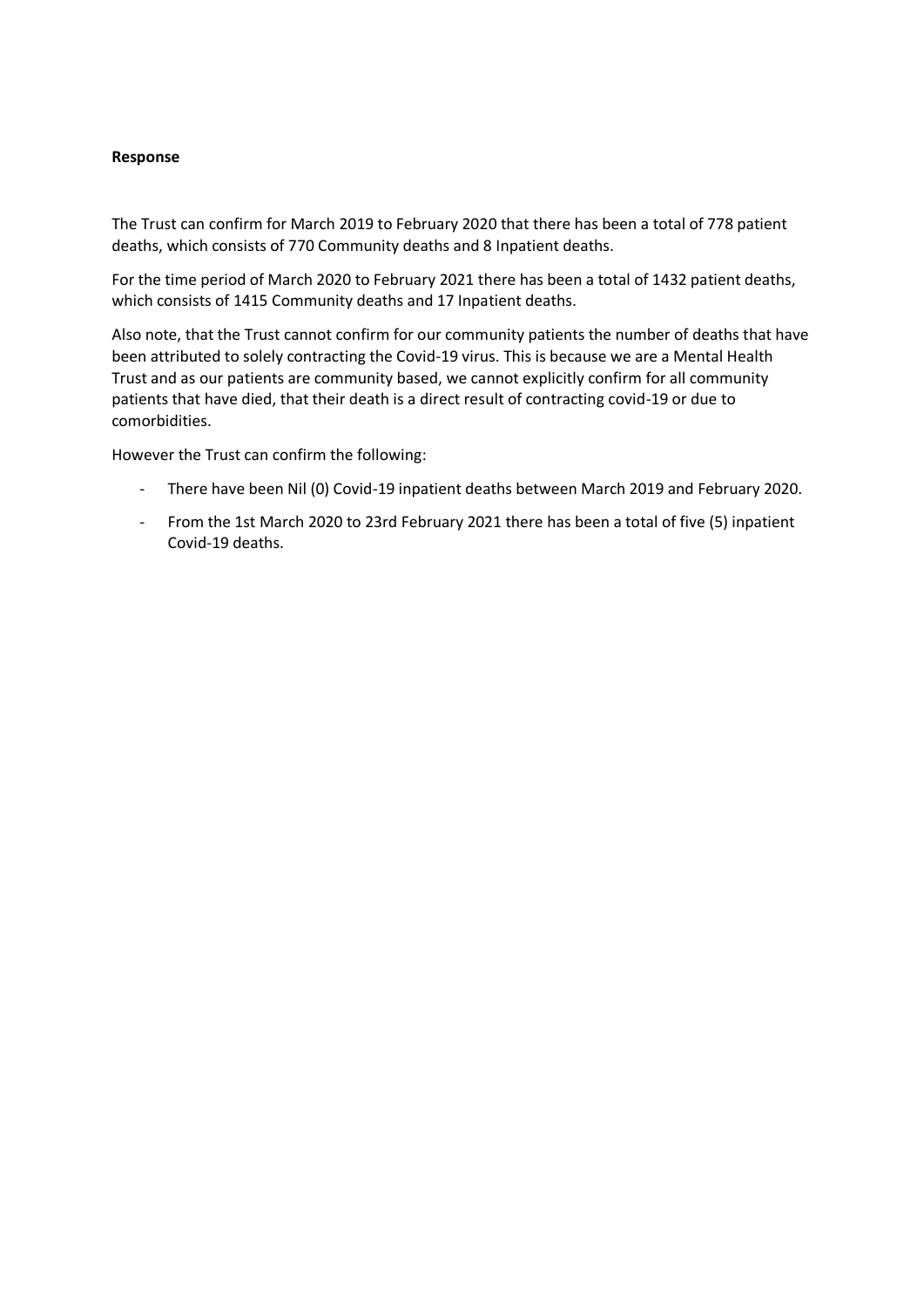**Response**

The Trust can confirm for March 2019 to February 2020 that there has been a total of 778 patient deaths, which consists of 770 Community deaths and 8 Inpatient deaths.

For the time period of March 2020 to February 2021 there has been a total of 1432 patient deaths, which consists of 1415 Community deaths and 17 Inpatient deaths.

Also note, that the Trust cannot confirm for our community patients the number of deaths that have been attributed to solely contracting the Covid-19 virus. This is because we are a Mental Health Trust and as our patients are community based, we cannot explicitly confirm for all community patients that have died, that their death is a direct result of contracting covid-19 or due to comorbidities.

However the Trust can confirm the following:

- There have been Nil (0) Covid-19 inpatient deaths between March 2019 and February 2020.
- From the 1st March 2020 to 23rd February 2021 there has been a total of five (5) inpatient Covid-19 deaths.